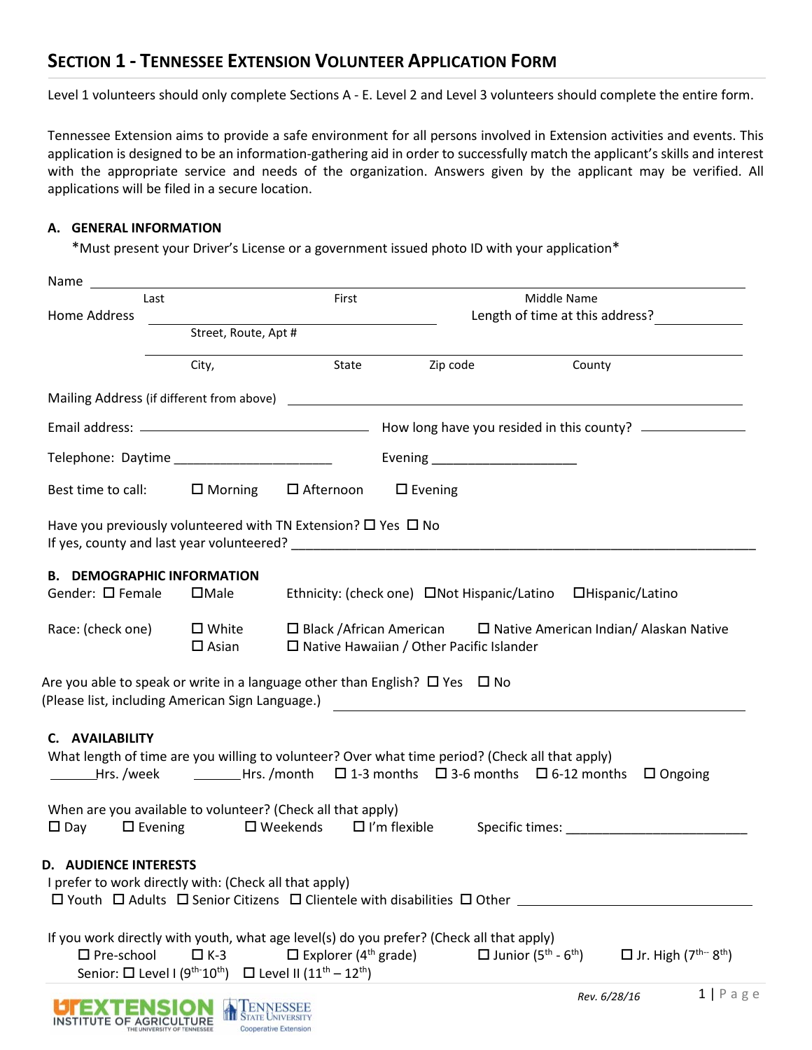## SECTION 1 - TENNESSEE EXTENSION VOLUNTEER APPLICATION FORM

Level 1 volunteers should only complete Sections A - E. Level 2 and Level 3 volunteers should complete the entire form.

Tennessee Extension aims to provide a safe environment for all persons involved in Extension activities and events. This application is designed to be an information-gathering aid in order to successfully match the applicant's skills and interest with the appropriate service and needs of the organization. Answers given by the applicant may be verified. All applications will be filed in a secure location.

### A. GENERAL INFORMATION

*Must present your Driver's License or a government issued photo ID with your application*

Name ______________________________________________________________
Last First Middle Name

Home Address ______________________________ Length of time at this address? __________
Street, Route, Apt #

______________________________________________________________
City, State Zip code County

Mailing Address (if different from above) ______________________________

Email address: ______________________ How long have you resided in this county? __________

Telephone: Daytime ______________________ Evening ______________________

Best time to call: ☐ Morning ☐ Afternoon ☐ Evening

Have you previously volunteered with TN Extension? ☐ Yes ☐ No
If yes, county and last year volunteered? ______________________________

### B. DEMOGRAPHIC INFORMATION

Gender: ☐ Female ☐Male Ethnicity: (check one) ☐Not Hispanic/Latino ☐Hispanic/Latino

Race: (check one) ☐ White ☐ Black /African American ☐ Native American Indian/ Alaskan Native ☐ Asian ☐ Native Hawaiian / Other Pacific Islander

Are you able to speak or write in a language other than English? ☐ Yes ☐ No
(Please list, including American Sign Language.) ______________________________

### C. AVAILABILITY

What length of time are you willing to volunteer? Over what time period? (Check all that apply)
_______Hrs. /week _______Hrs. /month ☐ 1-3 months ☐ 3-6 months ☐ 6-12 months ☐ Ongoing

When are you available to volunteer? (Check all that apply)
☐ Day ☐ Evening ☐ Weekends ☐ I'm flexible Specific times: ______________________

### D. AUDIENCE INTERESTS

I prefer to work directly with: (Check all that apply)
☐ Youth ☐ Adults ☐ Senior Citizens ☐ Clientele with disabilities ☐ Other ______________________

If you work directly with youth, what age level(s) do you prefer? (Check all that apply)
☐ Pre-school ☐ K-3 ☐ Explorer (4th grade) ☐ Junior (5th - 6th) ☐ Jr. High (7th - 8th)
Senior: ☐ Level I (9th-10th) ☐ Level II (11th – 12th)

Rev. 6/28/16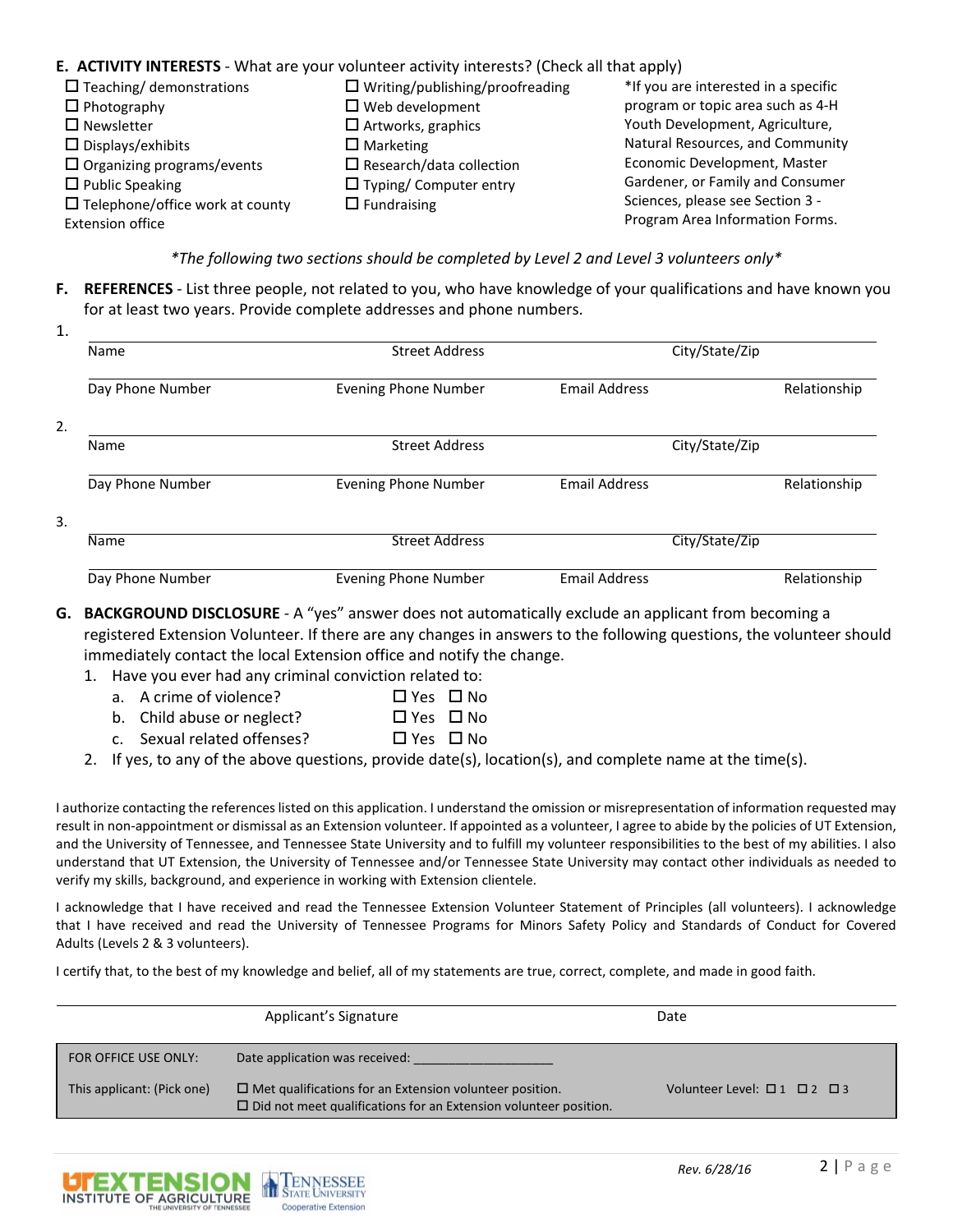**E. ACTIVITY INTERESTS** - What are your volunteer activity interests? (Check all that apply)

- ☐ Teaching/ demonstrations
- ☐ Photography
- ☐ Newsletter
- ☐ Displays/exhibits
- ☐ Organizing programs/events
- ☐ Public Speaking
- ☐ Telephone/office work at county Extension office
- ☐ Writing/publishing/proofreading
- ☐ Web development
- ☐ Artworks, graphics
- ☐ Marketing
- ☐ Research/data collection
- ☐ Typing/ Computer entry
- ☐ Fundraising

*If you are interested in a specific program or topic area such as 4-H Youth Development, Agriculture, Natural Resources, and Community Economic Development, Master Gardener, or Family and Consumer Sciences, please see Section 3 - Program Area Information Forms.

*\*The following two sections should be completed by Level 2 and Level 3 volunteers only\**

**F. REFERENCES** - List three people, not related to you, who have knowledge of your qualifications and have known you for at least two years. Provide complete addresses and phone numbers.

1.

| Name | Street Address | City/State/Zip | |
|---|---|---|---|
| Day Phone Number | Evening Phone Number | Email Address | Relationship |

2.

| Name | Street Address | City/State/Zip | |
|---|---|---|---|
| Day Phone Number | Evening Phone Number | Email Address | Relationship |

3.

| Name | Street Address | City/State/Zip | |
|---|---|---|---|
| Day Phone Number | Evening Phone Number | Email Address | Relationship |

**G. BACKGROUND DISCLOSURE** - A "yes" answer does not automatically exclude an applicant from becoming a registered Extension Volunteer. If there are any changes in answers to the following questions, the volunteer should immediately contact the local Extension office and notify the change.

1. Have you ever had any criminal conviction related to:
   a. A crime of violence? ☐ Yes ☐ No
   b. Child abuse or neglect? ☐ Yes ☐ No
   c. Sexual related offenses? ☐ Yes ☐ No
2. If yes, to any of the above questions, provide date(s), location(s), and complete name at the time(s).

I authorize contacting the references listed on this application. I understand the omission or misrepresentation of information requested may result in non-appointment or dismissal as an Extension volunteer. If appointed as a volunteer, I agree to abide by the policies of UT Extension, and the University of Tennessee, and Tennessee State University and to fulfill my volunteer responsibilities to the best of my abilities. I also understand that UT Extension, the University of Tennessee and/or Tennessee State University may contact other individuals as needed to verify my skills, background, and experience in working with Extension clientele.

I acknowledge that I have received and read the Tennessee Extension Volunteer Statement of Principles (all volunteers). I acknowledge that I have received and read the University of Tennessee Programs for Minors Safety Policy and Standards of Conduct for Covered Adults (Levels 2 & 3 volunteers).

I certify that, to the best of my knowledge and belief, all of my statements are true, correct, complete, and made in good faith.

Applicant's Signature &nbsp;&nbsp;&nbsp;&nbsp; Date

| | | |
|---|---|---|
| FOR OFFICE USE ONLY: | Date application was received: ___________________ | |
| This applicant: (Pick one) | ☐ Met qualifications for an Extension volunteer position.<br>☐ Did not meet qualifications for an Extension volunteer position. | Volunteer Level: ☐ 1 ☐ 2 ☐ 3 |

Rev. 6/28/16

UT EXTENSION INSTITUTE OF AGRICULTURE THE UNIVERSITY OF TENNESSEE — TENNESSEE STATE UNIVERSITY Cooperative Extension